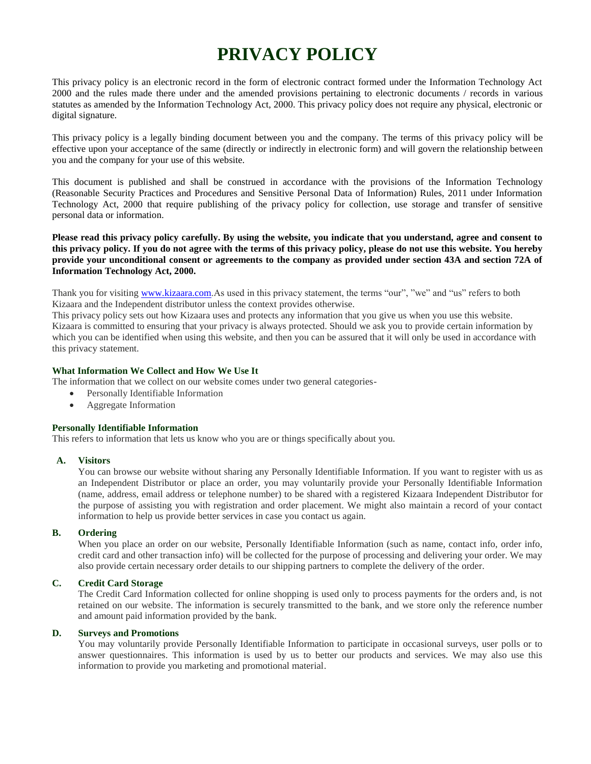# PRIVACY POLICY

This privacy policy is an electronic record in the form of electronic contract formed under the Information Technology Act 2000 and the rules made there under and the amended provisions pertaining to electronic documents / records in various statutes as amended by the Information Technology Act, 2000. This privacy policy does not require any physical, electronic or digital signature.

This privacy policy is a legally binding document between you and the company. The terms of this privacy policy will be effective upon your acceptance of the same (directly or indirectly in electronic form) and will govern the relationship between you and the company for your use of this website.

This document is published and shall be construed in accordance with the provisions of the Information Technology (Reasonable Security Practices and Procedures and Sensitive Personal Data of Information) Rules, 2011 under Information Technology Act, 2000 that require publishing of the privacy policy for collection, use storage and transfer of sensitive personal data or information.

**Please read this privacy policy carefully. By using the website, you indicate that you understand, agree and consent to this privacy policy. If you do not agree with the terms of this privacy policy, please do not use this website. You hereby provide your unconditional consent or agreements to the company as provided under section 43A and section 72A of Information Technology Act, 2000.**

Thank you for visiting [www.kizaara.com](http://www.kizaara.com).As used in this privacy statement, the terms "our", "we" and "us" refers to both Kizaara and the Independent distributor unless the context provides otherwise.
This privacy policy sets out how Kizaara uses and protects any information that you give us when you use this website. Kizaara is committed to ensuring that your privacy is always protected. Should we ask you to provide certain information by which you can be identified when using this website, and then you can be assured that it will only be used in accordance with this privacy statement.

### What Information We Collect and How We Use It

The information that we collect on our website comes under two general categories-

- Personally Identifiable Information
- Aggregate Information

### Personally Identifiable Information

This refers to information that lets us know who you are or things specifically about you.

**A. Visitors**

You can browse our website without sharing any Personally Identifiable Information. If you want to register with us as an Independent Distributor or place an order, you may voluntarily provide your Personally Identifiable Information (name, address, email address or telephone number) to be shared with a registered Kizaara Independent Distributor for the purpose of assisting you with registration and order placement. We might also maintain a record of your contact information to help us provide better services in case you contact us again.

**B. Ordering**

When you place an order on our website, Personally Identifiable Information (such as name, contact info, order info, credit card and other transaction info) will be collected for the purpose of processing and delivering your order. We may also provide certain necessary order details to our shipping partners to complete the delivery of the order.

**C. Credit Card Storage**

The Credit Card Information collected for online shopping is used only to process payments for the orders and, is not retained on our website. The information is securely transmitted to the bank, and we store only the reference number and amount paid information provided by the bank.

**D. Surveys and Promotions**

You may voluntarily provide Personally Identifiable Information to participate in occasional surveys, user polls or to answer questionnaires. This information is used by us to better our products and services. We may also use this information to provide you marketing and promotional material.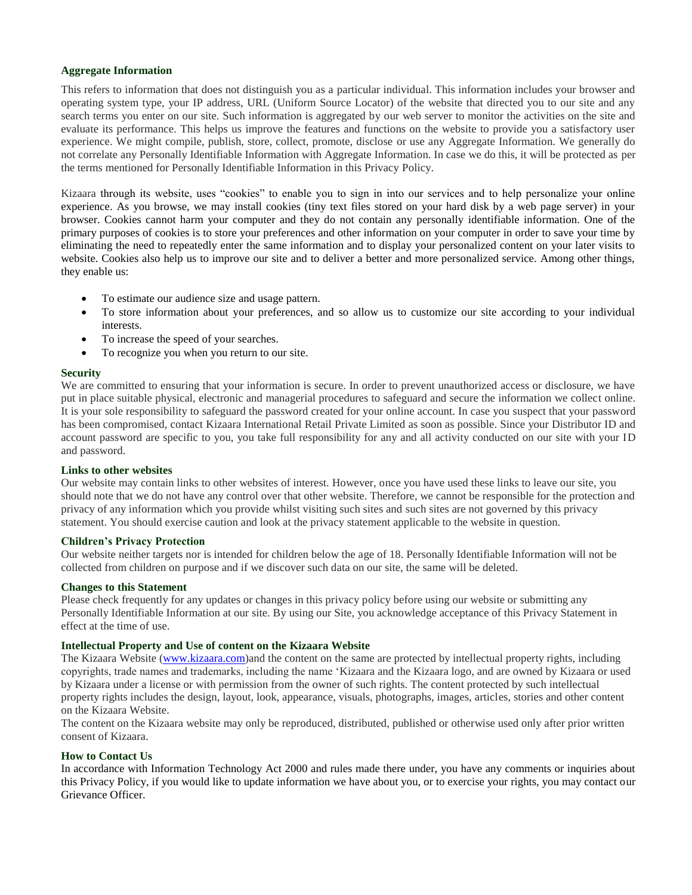### Aggregate Information

This refers to information that does not distinguish you as a particular individual. This information includes your browser and operating system type, your IP address, URL (Uniform Source Locator) of the website that directed you to our site and any search terms you enter on our site. Such information is aggregated by our web server to monitor the activities on the site and evaluate its performance. This helps us improve the features and functions on the website to provide you a satisfactory user experience. We might compile, publish, store, collect, promote, disclose or use any Aggregate Information. We generally do not correlate any Personally Identifiable Information with Aggregate Information. In case we do this, it will be protected as per the terms mentioned for Personally Identifiable Information in this Privacy Policy.

Kizaara through its website, uses "cookies" to enable you to sign in into our services and to help personalize your online experience. As you browse, we may install cookies (tiny text files stored on your hard disk by a web page server) in your browser. Cookies cannot harm your computer and they do not contain any personally identifiable information. One of the primary purposes of cookies is to store your preferences and other information on your computer in order to save your time by eliminating the need to repeatedly enter the same information and to display your personalized content on your later visits to website. Cookies also help us to improve our site and to deliver a better and more personalized service. Among other things, they enable us:

- To estimate our audience size and usage pattern.
- To store information about your preferences, and so allow us to customize our site according to your individual interests.
- To increase the speed of your searches.
- To recognize you when you return to our site.

### Security

We are committed to ensuring that your information is secure. In order to prevent unauthorized access or disclosure, we have put in place suitable physical, electronic and managerial procedures to safeguard and secure the information we collect online. It is your sole responsibility to safeguard the password created for your online account. In case you suspect that your password has been compromised, contact Kizaara International Retail Private Limited as soon as possible. Since your Distributor ID and account password are specific to you, you take full responsibility for any and all activity conducted on our site with your ID and password.

### Links to other websites

Our website may contain links to other websites of interest. However, once you have used these links to leave our site, you should note that we do not have any control over that other website. Therefore, we cannot be responsible for the protection and privacy of any information which you provide whilst visiting such sites and such sites are not governed by this privacy statement. You should exercise caution and look at the privacy statement applicable to the website in question.

### Children's Privacy Protection

Our website neither targets nor is intended for children below the age of 18. Personally Identifiable Information will not be collected from children on purpose and if we discover such data on our site, the same will be deleted.

### Changes to this Statement

Please check frequently for any updates or changes in this privacy policy before using our website or submitting any Personally Identifiable Information at our site. By using our Site, you acknowledge acceptance of this Privacy Statement in effect at the time of use.

### Intellectual Property and Use of content on the Kizaara Website

The Kizaara Website (www.kizaara.com)and the content on the same are protected by intellectual property rights, including copyrights, trade names and trademarks, including the name 'Kizaara and the Kizaara logo, and are owned by Kizaara or used by Kizaara under a license or with permission from the owner of such rights. The content protected by such intellectual property rights includes the design, layout, look, appearance, visuals, photographs, images, articles, stories and other content on the Kizaara Website.

The content on the Kizaara website may only be reproduced, distributed, published or otherwise used only after prior written consent of Kizaara.

### How to Contact Us

In accordance with Information Technology Act 2000 and rules made there under, you have any comments or inquiries about this Privacy Policy, if you would like to update information we have about you, or to exercise your rights, you may contact our Grievance Officer.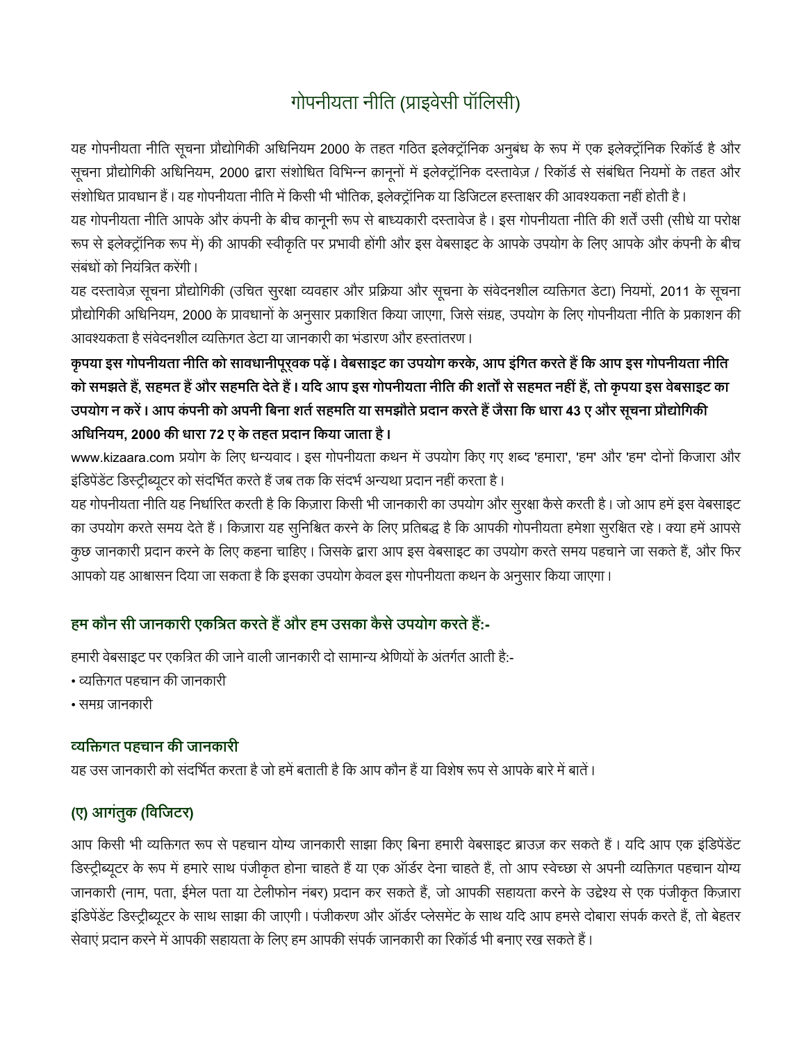# गोपनीयता नीति (प्राइवेसी पॉलिसी)

यह गोपनीयता नीति सूचना प्रौद्योगिकी अधिनियम 2000 के तहत गठित इलेक्ट्रॉनिक अनुबंध के रूप में एक इलेक्ट्रॉनिक रिकॉर्ड है और सूचना प्रौद्योगिकी अधिनियम, 2000 द्वारा संशोधित विभिन्न क़ानूनों में इलेक्ट्रॉनिक दस्तावेज़ / रिकॉर्ड से संबंधित नियमों के तहत और संशोधित प्रावधान हैं। यह गोपनीयता नीति में किसी भी भौतिक, इलेक्ट्रॉनिक या डिजिटल हस्ताक्षर की आवश्यकता नहीं होती है।

यह गोपनीयता नीति आपके और कंपनी के बीच कानूनी रूप से बाध्यकारी दस्तावेज है। इस गोपनीयता नीति की शर्तें उसी (सीधे या परोक्ष रूप से इलेक्ट्रॉनिक रूप में) की आपकी स्वीकृति पर प्रभावी होंगी और इस वेबसाइट के आपके उपयोग के लिए आपके और कंपनी के बीच संबंधों को नियंत्रित करेंगी।

यह दस्तावेज़ सूचना प्रौद्योगिकी (उचित सुरक्षा व्यवहार और प्रक्रिया और सूचना के संवेदनशील व्यक्तिगत डेटा) नियमों, 2011 के सूचना प्रौद्योगिकी अधिनियम, 2000 के प्रावधानों के अनुसार प्रकाशित किया जाएगा, जिसे संग्रह, उपयोग के लिए गोपनीयता नीति के प्रकाशन की आवश्यकता है संवेदनशील व्यक्तिगत डेटा या जानकारी का भंडारण और हस्तांतरण।

**कृपया इस गोपनीयता नीति को सावधानीपूर्वक पढ़ें। वेबसाइट का उपयोग करके, आप इंगित करते हैं कि आप इस गोपनीयता नीति को समझते हैं, सहमत हैं और सहमति देते हैं। यदि आप इस गोपनीयता नीति की शर्तों से सहमत नहीं हैं, तो कृपया इस वेबसाइट का उपयोग न करें। आप कंपनी को अपनी बिना शर्त सहमति या समझौते प्रदान करते हैं जैसा कि धारा 43 ए और सूचना प्रौद्योगिकी अधिनियम, 2000 की धारा 72 ए के तहत प्रदान किया जाता है।**

www.kizaara.com प्रयोग के लिए धन्यवाद। इस गोपनीयता कथन में उपयोग किए गए शब्द 'हमारा', 'हम' और 'हम' दोनों किजारा और इंडिपेंडेंट डिस्ट्रीब्यूटर को संदर्भित करते हैं जब तक कि संदर्भ अन्यथा प्रदान नहीं करता है।

यह गोपनीयता नीति यह निर्धारित करती है कि किज़ारा किसी भी जानकारी का उपयोग और सुरक्षा कैसे करती है। जो आप हमें इस वेबसाइट का उपयोग करते समय देते हैं। किज़ारा यह सुनिश्चित करने के लिए प्रतिबद्ध है कि आपकी गोपनीयता हमेशा सुरक्षित रहे। क्या हमें आपसे कुछ जानकारी प्रदान करने के लिए कहना चाहिए। जिसके द्वारा आप इस वेबसाइट का उपयोग करते समय पहचाने जा सकते हैं, और फिर आपको यह आश्वासन दिया जा सकता है कि इसका उपयोग केवल इस गोपनीयता कथन के अनुसार किया जाएगा।

## हम कौन सी जानकारी एकत्रित करते हैं और हम उसका कैसे उपयोग करते हैं:-

हमारी वेबसाइट पर एकत्रित की जाने वाली जानकारी दो सामान्य श्रेणियों के अंतर्गत आती है:-

- व्यक्तिगत पहचान की जानकारी
- समग्र जानकारी

### व्यक्तिगत पहचान की जानकारी

यह उस जानकारी को संदर्भित करता है जो हमें बताती है कि आप कौन हैं या विशेष रूप से आपके बारे में बातें।

### (ए) आगंतुक (विजिटर)

आप किसी भी व्यक्तिगत रूप से पहचान योग्य जानकारी साझा किए बिना हमारी वेबसाइट ब्राउज़ कर सकते हैं। यदि आप एक इंडिपेंडेंट डिस्ट्रीब्यूटर के रूप में हमारे साथ पंजीकृत होना चाहते हैं या एक ऑर्डर देना चाहते हैं, तो आप स्वेच्छा से अपनी व्यक्तिगत पहचान योग्य जानकारी (नाम, पता, ईमेल पता या टेलीफोन नंबर) प्रदान कर सकते हैं, जो आपकी सहायता करने के उद्देश्य से एक पंजीकृत किज़ारा इंडिपेंडेंट डिस्ट्रीब्यूटर के साथ साझा की जाएगी। पंजीकरण और ऑर्डर प्लेसमेंट के साथ यदि आप हमसे दोबारा संपर्क करते हैं, तो बेहतर सेवाएं प्रदान करने में आपकी सहायता के लिए हम आपकी संपर्क जानकारी का रिकॉर्ड भी बनाए रख सकते हैं।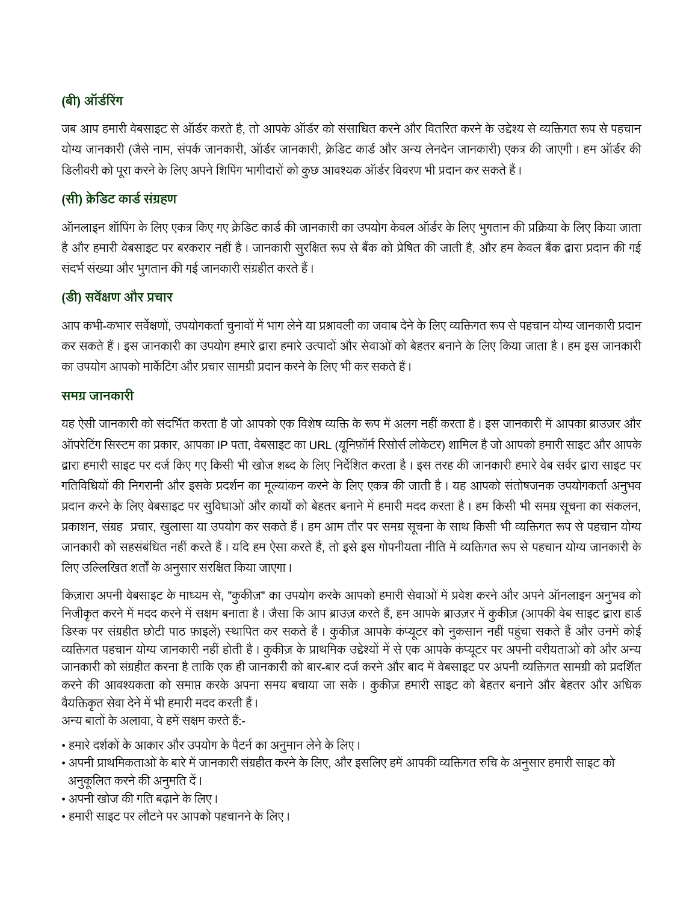### (बी) ऑर्डरिंग

जब आप हमारी वेबसाइट से ऑर्डर करते है, तो आपके ऑर्डर को संसाधित करने और वितरित करने के उद्देश्य से व्यक्तिगत रूप से पहचान योग्य जानकारी (जैसे नाम, संपर्क जानकारी, ऑर्डर जानकारी, क्रेडिट कार्ड और अन्य लेनदेन जानकारी) एकत्र की जाएगी। हम ऑर्डर की डिलीवरी को पूरा करने के लिए अपने शिपिंग भागीदारों को कुछ आवश्यक ऑर्डर विवरण भी प्रदान कर सकते हैं।

### (सी) क्रेडिट कार्ड संग्रहण

ऑनलाइन शॉपिंग के लिए एकत्र किए गए क्रेडिट कार्ड की जानकारी का उपयोग केवल ऑर्डर के लिए भुगतान की प्रक्रिया के लिए किया जाता है और हमारी वेबसाइट पर बरकरार नहीं है। जानकारी सुरक्षित रूप से बैंक को प्रेषित की जाती है, और हम केवल बैंक द्वारा प्रदान की गई संदर्भ संख्या और भुगतान की गई जानकारी संग्रहीत करते हैं।

### (डी) सर्वेक्षण और प्रचार

आप कभी-कभार सर्वेक्षणों, उपयोगकर्ता चुनावों में भाग लेने या प्रश्नावली का जवाब देने के लिए व्यक्तिगत रूप से पहचान योग्य जानकारी प्रदान कर सकते हैं। इस जानकारी का उपयोग हमारे द्वारा हमारे उत्पादों और सेवाओं को बेहतर बनाने के लिए किया जाता है। हम इस जानकारी का उपयोग आपको मार्केटिंग और प्रचार सामग्री प्रदान करने के लिए भी कर सकते हैं।

### समग्र जानकारी

यह ऐसी जानकारी को संदर्भित करता है जो आपको एक विशेष व्यक्ति के रूप में अलग नहीं करता है। इस जानकारी में आपका ब्राउज़र और ऑपरेटिंग सिस्टम का प्रकार, आपका IP पता, वेबसाइट का URL (यूनिफ़ॉर्म रिसोर्स लोकेटर) शामिल है जो आपको हमारी साइट और आपके द्वारा हमारी साइट पर दर्ज किए गए किसी भी खोज शब्द के लिए निर्देशित करता है। इस तरह की जानकारी हमारे वेब सर्वर द्वारा साइट पर गतिविधियों की निगरानी और इसके प्रदर्शन का मूल्यांकन करने के लिए एकत्र की जाती है। यह आपको संतोषजनक उपयोगकर्ता अनुभव प्रदान करने के लिए वेबसाइट पर सुविधाओं और कार्यों को बेहतर बनाने में हमारी मदद करता है। हम किसी भी समग्र सूचना का संकलन, प्रकाशन, संग्रह प्रचार, खुलासा या उपयोग कर सकते हैं। हम आम तौर पर समग्र सूचना के साथ किसी भी व्यक्तिगत रूप से पहचान योग्य जानकारी को सहसंबंधित नहीं करते हैं। यदि हम ऐसा करते हैं, तो इसे इस गोपनीयता नीति में व्यक्तिगत रूप से पहचान योग्य जानकारी के लिए उल्लिखित शर्तों के अनुसार संरक्षित किया जाएगा।

किज़ारा अपनी वेबसाइट के माध्यम से, "कुकीज़" का उपयोग करके आपको हमारी सेवाओं में प्रवेश करने और अपने ऑनलाइन अनुभव को निजीकृत करने में मदद करने में सक्षम बनाता है। जैसा कि आप ब्राउज़ करते हैं, हम आपके ब्राउज़र में कुकीज़ (आपकी वेब साइट द्वारा हार्ड डिस्क पर संग्रहीत छोटी पाठ फ़ाइलें) स्थापित कर सकते हैं। कुकीज़ आपके कंप्यूटर को नुकसान नहीं पहुंचा सकते हैं और उनमें कोई व्यक्तिगत पहचान योग्य जानकारी नहीं होती है। कुकीज़ के प्राथमिक उद्देश्यों में से एक आपके कंप्यूटर पर अपनी वरीयताओं को और अन्य जानकारी को संग्रहीत करना है ताकि एक ही जानकारी को बार-बार दर्ज करने और बाद में वेबसाइट पर अपनी व्यक्तिगत सामग्री को प्रदर्शित करने की आवश्यकता को समाप्त करके अपना समय बचाया जा सके। कुकीज़ हमारी साइट को बेहतर बनाने और बेहतर और अधिक वैयक्तिकृत सेवा देने में भी हमारी मदद करती हैं।
अन्य बातों के अलावा, वे हमें सक्षम करते हैं:-

- हमारे दर्शकों के आकार और उपयोग के पैटर्न का अनुमान लेने के लिए।
- अपनी प्राथमिकताओं के बारे में जानकारी संग्रहीत करने के लिए, और इसलिए हमें आपकी व्यक्तिगत रुचि के अनुसार हमारी साइट को अनुकूलित करने की अनुमति दें।
- अपनी खोज की गति बढ़ाने के लिए।
- हमारी साइट पर लौटने पर आपको पहचानने के लिए।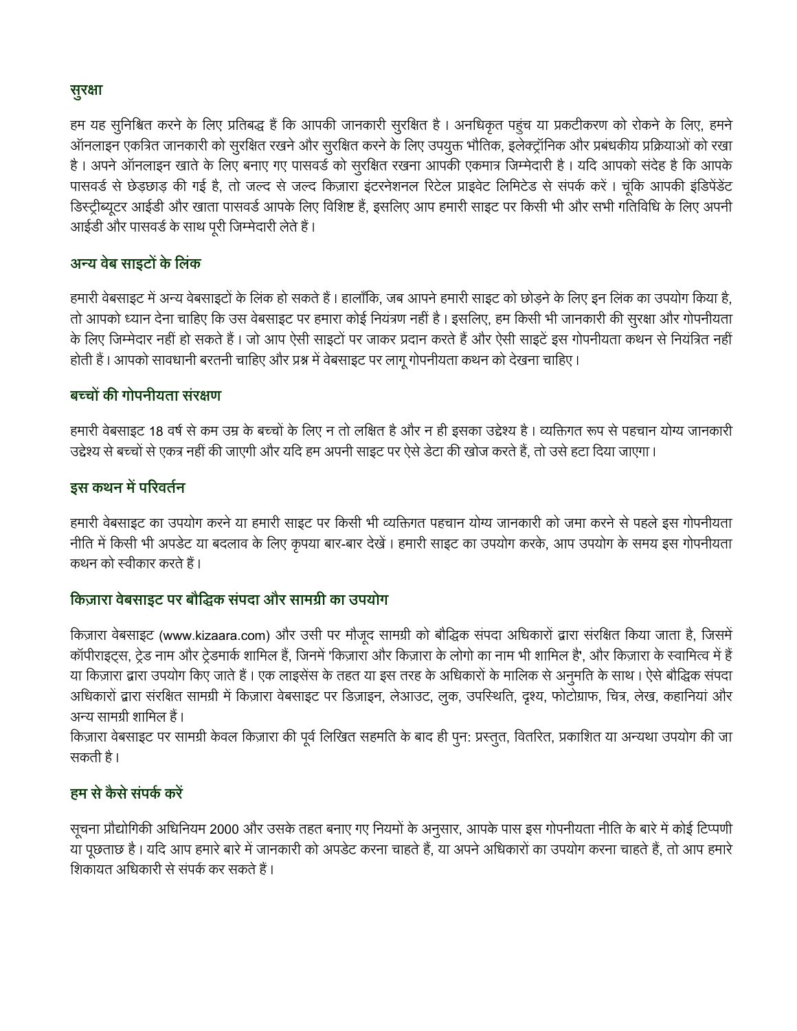## सुरक्षा

हम यह सुनिश्चित करने के लिए प्रतिबद्ध हैं कि आपकी जानकारी सुरक्षित है। अनधिकृत पहुंच या प्रकटीकरण को रोकने के लिए, हमने ऑनलाइन एकत्रित जानकारी को सुरक्षित रखने और सुरक्षित करने के लिए उपयुक्त भौतिक, इलेक्ट्रॉनिक और प्रबंधकीय प्रक्रियाओं को रखा है। अपने ऑनलाइन खाते के लिए बनाए गए पासवर्ड को सुरक्षित रखना आपकी एकमात्र जिम्मेदारी है। यदि आपको संदेह है कि आपके पासवर्ड से छेड़छाड़ की गई है, तो जल्द से जल्द किज़ारा इंटरनेशनल रिटेल प्राइवेट लिमिटेड से संपर्क करें। चूंकि आपकी इंडिपेंडेंट डिस्ट्रीब्यूटर आईडी और खाता पासवर्ड आपके लिए विशिष्ट हैं, इसलिए आप हमारी साइट पर किसी भी और सभी गतिविधि के लिए अपनी आईडी और पासवर्ड के साथ पूरी जिम्मेदारी लेते हैं।

## अन्य वेब साइटों के लिंक

हमारी वेबसाइट में अन्य वेबसाइटों के लिंक हो सकते हैं। हालाँकि, जब आपने हमारी साइट को छोड़ने के लिए इन लिंक का उपयोग किया है, तो आपको ध्यान देना चाहिए कि उस वेबसाइट पर हमारा कोई नियंत्रण नहीं है। इसलिए, हम किसी भी जानकारी की सुरक्षा और गोपनीयता के लिए जिम्मेदार नहीं हो सकते हैं। जो आप ऐसी साइटों पर जाकर प्रदान करते हैं और ऐसी साइटें इस गोपनीयता कथन से नियंत्रित नहीं होती हैं। आपको सावधानी बरतनी चाहिए और प्रश्न में वेबसाइट पर लागू गोपनीयता कथन को देखना चाहिए।

## बच्चों की गोपनीयता संरक्षण

हमारी वेबसाइट 18 वर्ष से कम उम्र के बच्चों के लिए न तो लक्षित है और न ही इसका उद्देश्य है। व्यक्तिगत रूप से पहचान योग्य जानकारी उद्देश्य से बच्चों से एकत्र नहीं की जाएगी और यदि हम अपनी साइट पर ऐसे डेटा की खोज करते हैं, तो उसे हटा दिया जाएगा।

## इस कथन में परिवर्तन

हमारी वेबसाइट का उपयोग करने या हमारी साइट पर किसी भी व्यक्तिगत पहचान योग्य जानकारी को जमा करने से पहले इस गोपनीयता नीति में किसी भी अपडेट या बदलाव के लिए कृपया बार-बार देखें। हमारी साइट का उपयोग करके, आप उपयोग के समय इस गोपनीयता कथन को स्वीकार करते हैं।

## किज़ारा वेबसाइट पर बौद्धिक संपदा और सामग्री का उपयोग

किज़ारा वेबसाइट (www.kizaara.com) और उसी पर मौजूद सामग्री को बौद्धिक संपदा अधिकारों द्वारा संरक्षित किया जाता है, जिसमें कॉपीराइट्स, ट्रेड नाम और ट्रेडमार्क शामिल हैं, जिनमें 'किज़ारा और किज़ारा के लोगो का नाम भी शामिल है', और किज़ारा के स्वामित्व में हैं या किज़ारा द्वारा उपयोग किए जाते हैं। एक लाइसेंस के तहत या इस तरह के अधिकारों के मालिक से अनुमति के साथ। ऐसे बौद्धिक संपदा अधिकारों द्वारा संरक्षित सामग्री में किज़ारा वेबसाइट पर डिज़ाइन, लेआउट, लुक, उपस्थिति, दृश्य, फोटोग्राफ, चित्र, लेख, कहानियां और अन्य सामग्री शामिल हैं।

किज़ारा वेबसाइट पर सामग्री केवल किज़ारा की पूर्व लिखित सहमति के बाद ही पुन: प्रस्तुत, वितरित, प्रकाशित या अन्यथा उपयोग की जा सकती है।

## हम से कैसे संपर्क करें

सूचना प्रौद्योगिकी अधिनियम 2000 और उसके तहत बनाए गए नियमों के अनुसार, आपके पास इस गोपनीयता नीति के बारे में कोई टिप्पणी या पूछताछ है। यदि आप हमारे बारे में जानकारी को अपडेट करना चाहते हैं, या अपने अधिकारों का उपयोग करना चाहते हैं, तो आप हमारे शिकायत अधिकारी से संपर्क कर सकते हैं।